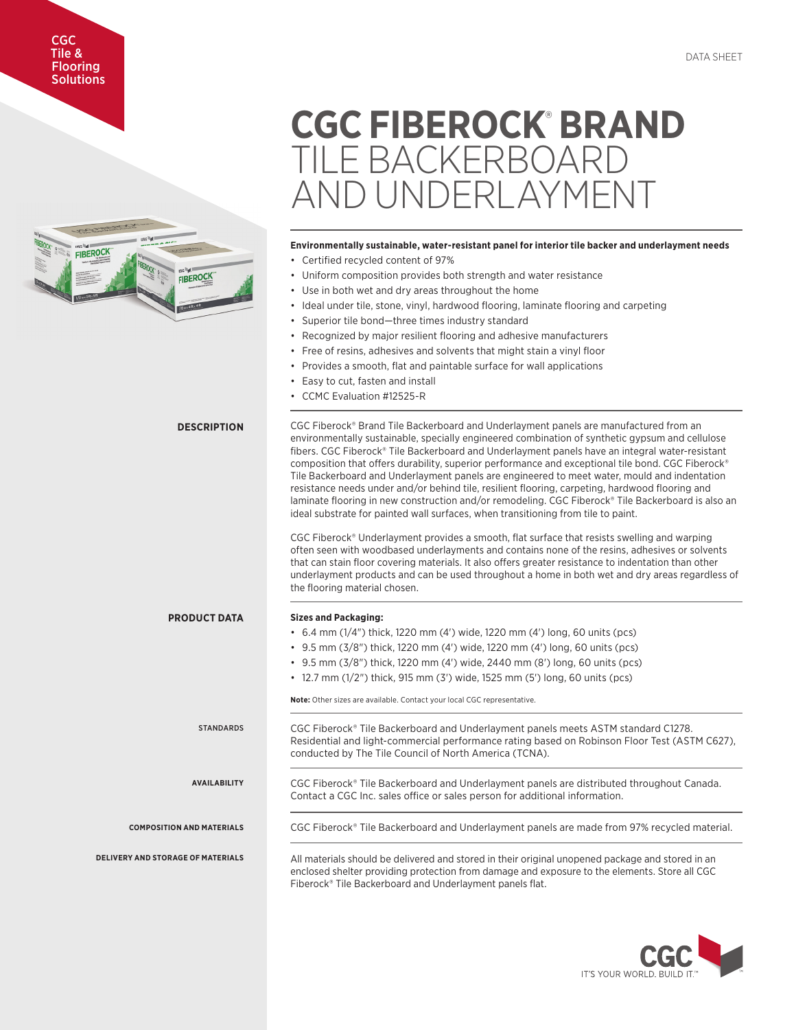CGC Tile & Flooring Solutions

DATA SHEET

# CGC FIBEROCK® BRAND TILE BACKERBOARD AND UNDERLAYMENT

**Environmentally sustainable, water-resistant panel for interior tile backer and underlayment needs**

- Certified recycled content of 97%
- Uniform composition provides both strength and water resistance
- Use in both wet and dry areas throughout the home
- Ideal under tile, stone, vinyl, hardwood flooring, laminate flooring and carpeting
- Superior tile bond—three times industry standard
- Recognized by major resilient flooring and adhesive manufacturers
- Free of resins, adhesives and solvents that might stain a vinyl floor
- Provides a smooth, flat and paintable surface for wall applications
- Easy to cut, fasten and install
- CCMC Evaluation #12525-R

## DESCRIPTION

CGC Fiberock® Brand Tile Backerboard and Underlayment panels are manufactured from an environmentally sustainable, specially engineered combination of synthetic gypsum and cellulose fibers. CGC Fiberock® Tile Backerboard and Underlayment panels have an integral water-resistant composition that offers durability, superior performance and exceptional tile bond. CGC Fiberock® Tile Backerboard and Underlayment panels are engineered to meet water, mould and indentation resistance needs under and/or behind tile, resilient flooring, carpeting, hardwood flooring and laminate flooring in new construction and/or remodeling. CGC Fiberock® Tile Backerboard is also an ideal substrate for painted wall surfaces, when transitioning from tile to paint.

CGC Fiberock® Underlayment provides a smooth, flat surface that resists swelling and warping often seen with woodbased underlayments and contains none of the resins, adhesives or solvents that can stain floor covering materials. It also offers greater resistance to indentation than other underlayment products and can be used throughout a home in both wet and dry areas regardless of the flooring material chosen.

## PRODUCT DATA

**Sizes and Packaging:**

- 6.4 mm (1/4″) thick, 1220 mm (4′) wide, 1220 mm (4′) long, 60 units (pcs)
- 9.5 mm (3/8″) thick, 1220 mm (4′) wide, 1220 mm (4′) long, 60 units (pcs)
- 9.5 mm (3/8″) thick, 1220 mm (4′) wide, 2440 mm (8′) long, 60 units (pcs)
- 12.7 mm (1/2″) thick, 915 mm (3′) wide, 1525 mm (5′) long, 60 units (pcs)

**Note:** Other sizes are available. Contact your local CGC representative.

### STANDARDS

CGC Fiberock® Tile Backerboard and Underlayment panels meets ASTM standard C1278. Residential and light-commercial performance rating based on Robinson Floor Test (ASTM C627), conducted by The Tile Council of North America (TCNA).

### AVAILABILITY

CGC Fiberock® Tile Backerboard and Underlayment panels are distributed throughout Canada. Contact a CGC Inc. sales office or sales person for additional information.

### COMPOSITION AND MATERIALS

CGC Fiberock® Tile Backerboard and Underlayment panels are made from 97% recycled material.

### DELIVERY AND STORAGE OF MATERIALS

All materials should be delivered and stored in their original unopened package and stored in an enclosed shelter providing protection from damage and exposure to the elements. Store all CGC Fiberock® Tile Backerboard and Underlayment panels flat.

CGC IT'S YOUR WORLD. BUILD IT.™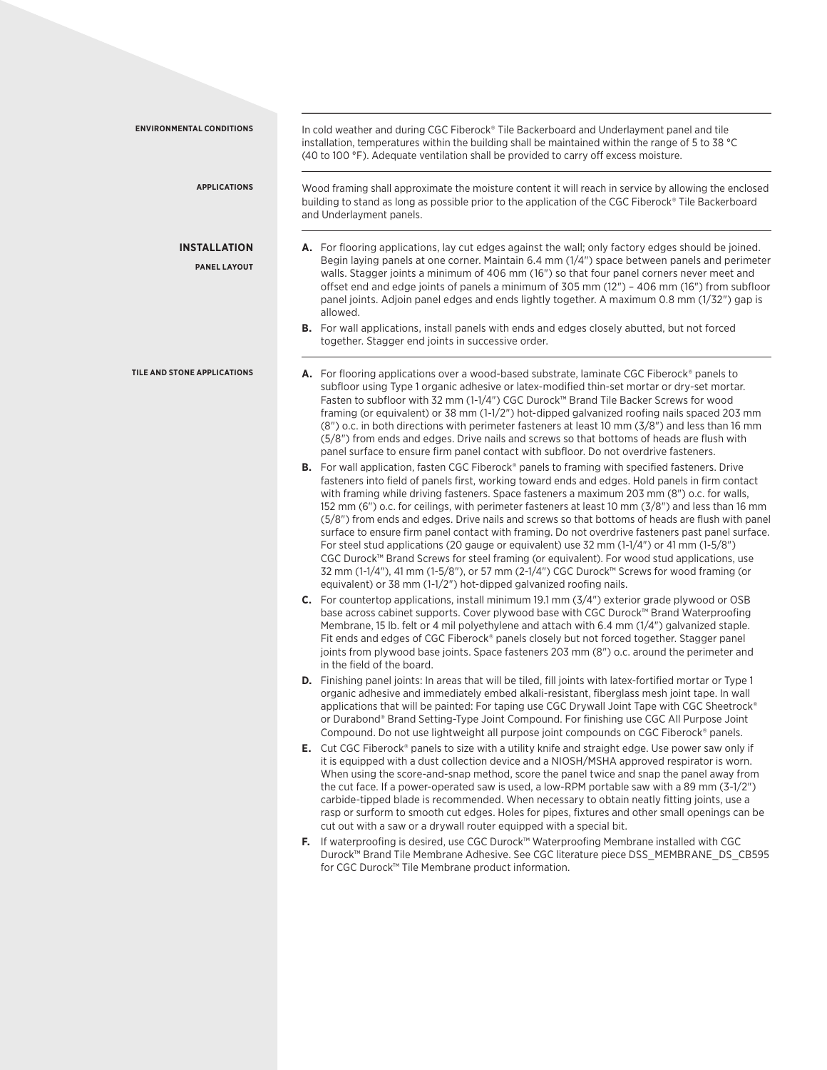## ENVIRONMENTAL CONDITIONS

In cold weather and during CGC Fiberock® Tile Backerboard and Underlayment panel and tile installation, temperatures within the building shall be maintained within the range of 5 to 38 °C (40 to 100 °F). Adequate ventilation shall be provided to carry off excess moisture.

## APPLICATIONS

Wood framing shall approximate the moisture content it will reach in service by allowing the enclosed building to stand as long as possible prior to the application of the CGC Fiberock® Tile Backerboard and Underlayment panels.

# INSTALLATION

## PANEL LAYOUT

**A.** For flooring applications, lay cut edges against the wall; only factory edges should be joined. Begin laying panels at one corner. Maintain 6.4 mm (1/4") space between panels and perimeter walls. Stagger joints a minimum of 406 mm (16") so that four panel corners never meet and offset end and edge joints of panels a minimum of 305 mm (12") – 406 mm (16") from subfloor panel joints. Adjoin panel edges and ends lightly together. A maximum 0.8 mm (1/32") gap is allowed.

**B.** For wall applications, install panels with ends and edges closely abutted, but not forced together. Stagger end joints in successive order.

## TILE AND STONE APPLICATIONS

**A.** For flooring applications over a wood-based substrate, laminate CGC Fiberock® panels to subfloor using Type 1 organic adhesive or latex-modified thin-set mortar or dry-set mortar. Fasten to subfloor with 32 mm (1-1/4") CGC Durock™ Brand Tile Backer Screws for wood framing (or equivalent) or 38 mm (1-1/2") hot-dipped galvanized roofing nails spaced 203 mm (8") o.c. in both directions with perimeter fasteners at least 10 mm (3/8") and less than 16 mm (5/8") from ends and edges. Drive nails and screws so that bottoms of heads are flush with panel surface to ensure firm panel contact with subfloor. Do not overdrive fasteners.

**B.** For wall application, fasten CGC Fiberock® panels to framing with specified fasteners. Drive fasteners into field of panels first, working toward ends and edges. Hold panels in firm contact with framing while driving fasteners. Space fasteners a maximum 203 mm (8") o.c. for walls, 152 mm (6") o.c. for ceilings, with perimeter fasteners at least 10 mm (3/8") and less than 16 mm (5/8") from ends and edges. Drive nails and screws so that bottoms of heads are flush with panel surface to ensure firm panel contact with framing. Do not overdrive fasteners past panel surface. For steel stud applications (20 gauge or equivalent) use 32 mm (1-1/4") or 41 mm (1-5/8") CGC Durock™ Brand Screws for steel framing (or equivalent). For wood stud applications, use 32 mm (1-1/4"), 41 mm (1-5/8"), or 57 mm (2-1/4") CGC Durock™ Screws for wood framing (or equivalent) or 38 mm (1-1/2") hot-dipped galvanized roofing nails.

**C.** For countertop applications, install minimum 19.1 mm (3/4") exterior grade plywood or OSB base across cabinet supports. Cover plywood base with CGC Durock™ Brand Waterproofing Membrane, 15 lb. felt or 4 mil polyethylene and attach with 6.4 mm (1/4") galvanized staple. Fit ends and edges of CGC Fiberock® panels closely but not forced together. Stagger panel joints from plywood base joints. Space fasteners 203 mm (8") o.c. around the perimeter and in the field of the board.

**D.** Finishing panel joints: In areas that will be tiled, fill joints with latex-fortified mortar or Type 1 organic adhesive and immediately embed alkali-resistant, fiberglass mesh joint tape. In wall applications that will be painted: For taping use CGC Drywall Joint Tape with CGC Sheetrock® or Durabond® Brand Setting-Type Joint Compound. For finishing use CGC All Purpose Joint Compound. Do not use lightweight all purpose joint compounds on CGC Fiberock® panels.

**E.** Cut CGC Fiberock® panels to size with a utility knife and straight edge. Use power saw only if it is equipped with a dust collection device and a NIOSH/MSHA approved respirator is worn. When using the score-and-snap method, score the panel twice and snap the panel away from the cut face. If a power-operated saw is used, a low-RPM portable saw with a 89 mm (3-1/2") carbide-tipped blade is recommended. When necessary to obtain neatly fitting joints, use a rasp or surform to smooth cut edges. Holes for pipes, fixtures and other small openings can be cut out with a saw or a drywall router equipped with a special bit.

**F.** If waterproofing is desired, use CGC Durock™ Waterproofing Membrane installed with CGC Durock™ Brand Tile Membrane Adhesive. See CGC literature piece DSS_MEMBRANE_DS_CB595 for CGC Durock™ Tile Membrane product information.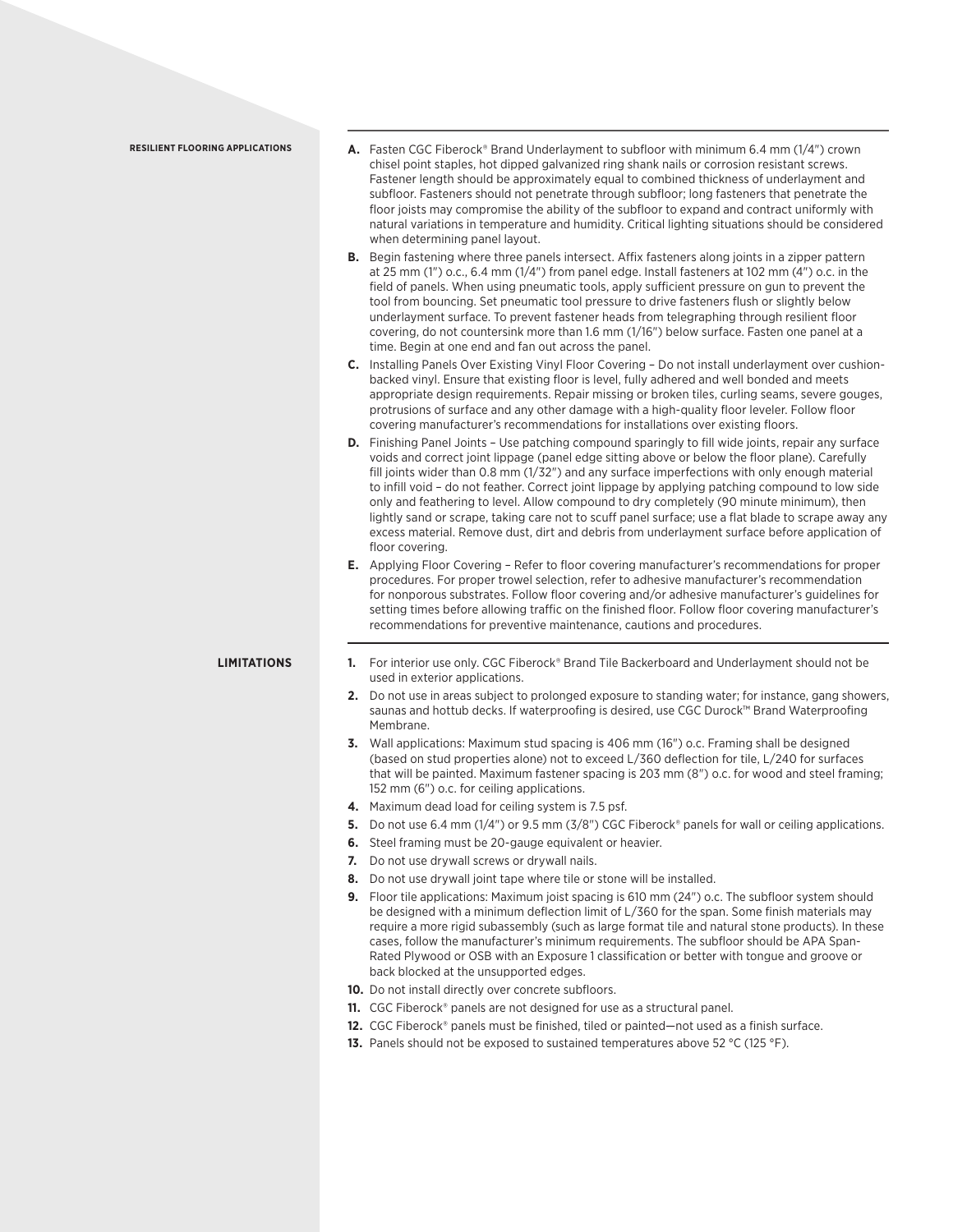## RESILIENT FLOORING APPLICATIONS

**A.** Fasten CGC Fiberock® Brand Underlayment to subfloor with minimum 6.4 mm (1/4") crown chisel point staples, hot dipped galvanized ring shank nails or corrosion resistant screws. Fastener length should be approximately equal to combined thickness of underlayment and subfloor. Fasteners should not penetrate through subfloor; long fasteners that penetrate the floor joists may compromise the ability of the subfloor to expand and contract uniformly with natural variations in temperature and humidity. Critical lighting situations should be considered when determining panel layout.

**B.** Begin fastening where three panels intersect. Affix fasteners along joints in a zipper pattern at 25 mm (1") o.c., 6.4 mm (1/4") from panel edge. Install fasteners at 102 mm (4") o.c. in the field of panels. When using pneumatic tools, apply sufficient pressure on gun to prevent the tool from bouncing. Set pneumatic tool pressure to drive fasteners flush or slightly below underlayment surface. To prevent fastener heads from telegraphing through resilient floor covering, do not countersink more than 1.6 mm (1/16") below surface. Fasten one panel at a time. Begin at one end and fan out across the panel.

**C.** Installing Panels Over Existing Vinyl Floor Covering – Do not install underlayment over cushion-backed vinyl. Ensure that existing floor is level, fully adhered and well bonded and meets appropriate design requirements. Repair missing or broken tiles, curling seams, severe gouges, protrusions of surface and any other damage with a high-quality floor leveler. Follow floor covering manufacturer's recommendations for installations over existing floors.

**D.** Finishing Panel Joints – Use patching compound sparingly to fill wide joints, repair any surface voids and correct joint lippage (panel edge sitting above or below the floor plane). Carefully fill joints wider than 0.8 mm (1/32") and any surface imperfections with only enough material to infill void – do not feather. Correct joint lippage by applying patching compound to low side only and feathering to level. Allow compound to dry completely (90 minute minimum), then lightly sand or scrape, taking care not to scuff panel surface; use a flat blade to scrape away any excess material. Remove dust, dirt and debris from underlayment surface before application of floor covering.

**E.** Applying Floor Covering – Refer to floor covering manufacturer's recommendations for proper procedures. For proper trowel selection, refer to adhesive manufacturer's recommendation for nonporous substrates. Follow floor covering and/or adhesive manufacturer's guidelines for setting times before allowing traffic on the finished floor. Follow floor covering manufacturer's recommendations for preventive maintenance, cautions and procedures.

## LIMITATIONS

1. For interior use only. CGC Fiberock® Brand Tile Backerboard and Underlayment should not be used in exterior applications.
2. Do not use in areas subject to prolonged exposure to standing water; for instance, gang showers, saunas and hottub decks. If waterproofing is desired, use CGC Durock™ Brand Waterproofing Membrane.
3. Wall applications: Maximum stud spacing is 406 mm (16") o.c. Framing shall be designed (based on stud properties alone) not to exceed L/360 deflection for tile, L/240 for surfaces that will be painted. Maximum fastener spacing is 203 mm (8") o.c. for wood and steel framing; 152 mm (6") o.c. for ceiling applications.
4. Maximum dead load for ceiling system is 7.5 psf.
5. Do not use 6.4 mm (1/4") or 9.5 mm (3/8") CGC Fiberock® panels for wall or ceiling applications.
6. Steel framing must be 20-gauge equivalent or heavier.
7. Do not use drywall screws or drywall nails.
8. Do not use drywall joint tape where tile or stone will be installed.
9. Floor tile applications: Maximum joist spacing is 610 mm (24") o.c. The subfloor system should be designed with a minimum deflection limit of L/360 for the span. Some finish materials may require a more rigid subassembly (such as large format tile and natural stone products). In these cases, follow the manufacturer's minimum requirements. The subfloor should be APA Span-Rated Plywood or OSB with an Exposure 1 classification or better with tongue and groove or back blocked at the unsupported edges.
10. Do not install directly over concrete subfloors.
11. CGC Fiberock® panels are not designed for use as a structural panel.
12. CGC Fiberock® panels must be finished, tiled or painted—not used as a finish surface.
13. Panels should not be exposed to sustained temperatures above 52 °C (125 °F).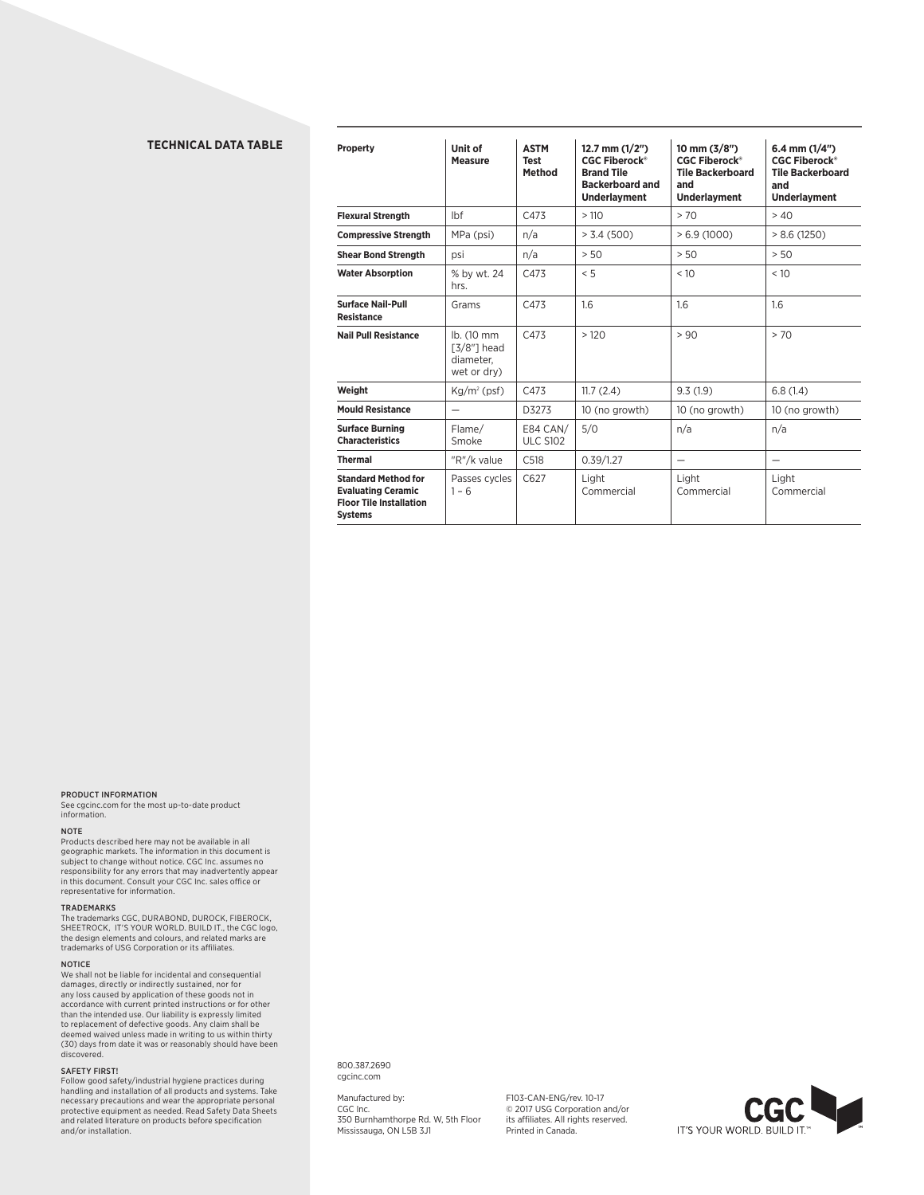## TECHNICAL DATA TABLE

| Property | Unit of Measure | ASTM Test Method | 12.7 mm (1/2") CGC Fiberock® Brand Tile Backerboard and Underlayment | 10 mm (3/8") CGC Fiberock® Tile Backerboard and Underlayment | 6.4 mm (1/4") CGC Fiberock® Tile Backerboard and Underlayment |
|---|---|---|---|---|---|
| **Flexural Strength** | lbf | C473 | > 110 | > 70 | > 40 |
| **Compressive Strength** | MPa (psi) | n/a | > 3.4 (500) | > 6.9 (1000) | > 8.6 (1250) |
| **Shear Bond Strength** | psi | n/a | > 50 | > 50 | > 50 |
| **Water Absorption** | % by wt. 24 hrs. | C473 | < 5 | < 10 | < 10 |
| **Surface Nail-Pull Resistance** | Grams | C473 | 1.6 | 1.6 | 1.6 |
| **Nail Pull Resistance** | lb. (10 mm [3/8"] head diameter, wet or dry) | C473 | > 120 | > 90 | > 70 |
| **Weight** | $Kg/m^2$ (psf) | C473 | 11.7 (2.4) | 9.3 (1.9) | 6.8 (1.4) |
| **Mould Resistance** | — | D3273 | 10 (no growth) | 10 (no growth) | 10 (no growth) |
| **Surface Burning Characteristics** | Flame/ Smoke | E84 CAN/ ULC S102 | 5/0 | n/a | n/a |
| **Thermal** | "R"/k value | C518 | 0.39/1.27 | — | — |
| **Standard Method for Evaluating Ceramic Floor Tile Installation Systems** | Passes cycles 1 – 6 | C627 | Light Commercial | Light Commercial | Light Commercial |

PRODUCT INFORMATION
See cgcinc.com for the most up-to-date product information.

NOTE
Products described here may not be available in all geographic markets. The information in this document is subject to change without notice. CGC Inc. assumes no responsibility for any errors that may inadvertently appear in this document. Consult your CGC Inc. sales office or representative for information.

TRADEMARKS
The trademarks CGC, DURABOND, DUROCK, FIBEROCK, SHEETROCK, IT'S YOUR WORLD. BUILD IT., the CGC logo, the design elements and colours, and related marks are trademarks of USG Corporation or its affiliates.

NOTICE
We shall not be liable for incidental and consequential damages, directly or indirectly sustained, nor for any loss caused by application of these goods not in accordance with current printed instructions or for other than the intended use. Our liability is expressly limited to replacement of defective goods. Any claim shall be deemed waived unless made in writing to us within thirty (30) days from date it was or reasonably should have been discovered.

SAFETY FIRST!
Follow good safety/industrial hygiene practices during handling and installation of all products and systems. Take necessary precautions and wear the appropriate personal protective equipment as needed. Read Safety Data Sheets and related literature on products before specification and/or installation.

800.387.2690
cgcinc.com

Manufactured by:
CGC Inc.
350 Burnhamthorpe Rd. W, 5th Floor
Mississauga, ON L5B 3J1

F103-CAN-ENG/rev. 10-17
© 2017 USG Corporation and/or its affiliates. All rights reserved.
Printed in Canada.

CGC
IT'S YOUR WORLD. BUILD IT.™